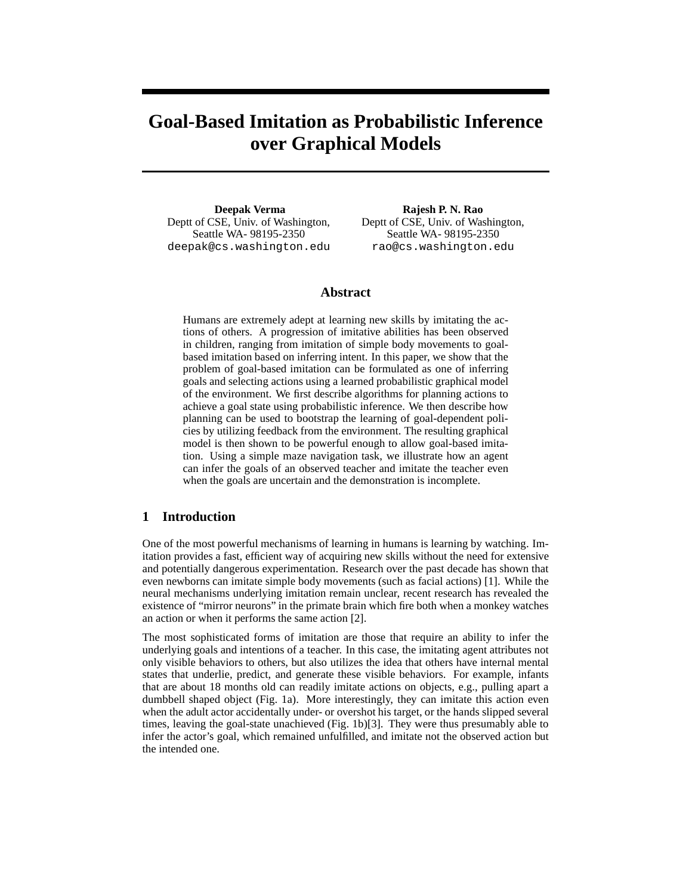# Goal-Based Imitation as Probabilistic Inference over Graphical Models

**Deepak Verma**
Deptt of CSE, Univ. of Washington,
Seattle WA- 98195-2350
deepak@cs.washington.edu

**Rajesh P. N. Rao**
Deptt of CSE, Univ. of Washington,
Seattle WA- 98195-2350
rao@cs.washington.edu

## Abstract

Humans are extremely adept at learning new skills by imitating the actions of others. A progression of imitative abilities has been observed in children, ranging from imitation of simple body movements to goal-based imitation based on inferring intent. In this paper, we show that the problem of goal-based imitation can be formulated as one of inferring goals and selecting actions using a learned probabilistic graphical model of the environment. We first describe algorithms for planning actions to achieve a goal state using probabilistic inference. We then describe how planning can be used to bootstrap the learning of goal-dependent policies by utilizing feedback from the environment. The resulting graphical model is then shown to be powerful enough to allow goal-based imitation. Using a simple maze navigation task, we illustrate how an agent can infer the goals of an observed teacher and imitate the teacher even when the goals are uncertain and the demonstration is incomplete.

## 1 Introduction

One of the most powerful mechanisms of learning in humans is learning by watching. Imitation provides a fast, efficient way of acquiring new skills without the need for extensive and potentially dangerous experimentation. Research over the past decade has shown that even newborns can imitate simple body movements (such as facial actions) [1]. While the neural mechanisms underlying imitation remain unclear, recent research has revealed the existence of "mirror neurons" in the primate brain which fire both when a monkey watches an action or when it performs the same action [2].

The most sophisticated forms of imitation are those that require an ability to infer the underlying goals and intentions of a teacher. In this case, the imitating agent attributes not only visible behaviors to others, but also utilizes the idea that others have internal mental states that underlie, predict, and generate these visible behaviors. For example, infants that are about 18 months old can readily imitate actions on objects, e.g., pulling apart a dumbbell shaped object (Fig. 1a). More interestingly, they can imitate this action even when the adult actor accidentally under- or overshot his target, or the hands slipped several times, leaving the goal-state unachieved (Fig. 1b)[3]. They were thus presumably able to infer the actor's goal, which remained unfulfilled, and imitate not the observed action but the intended one.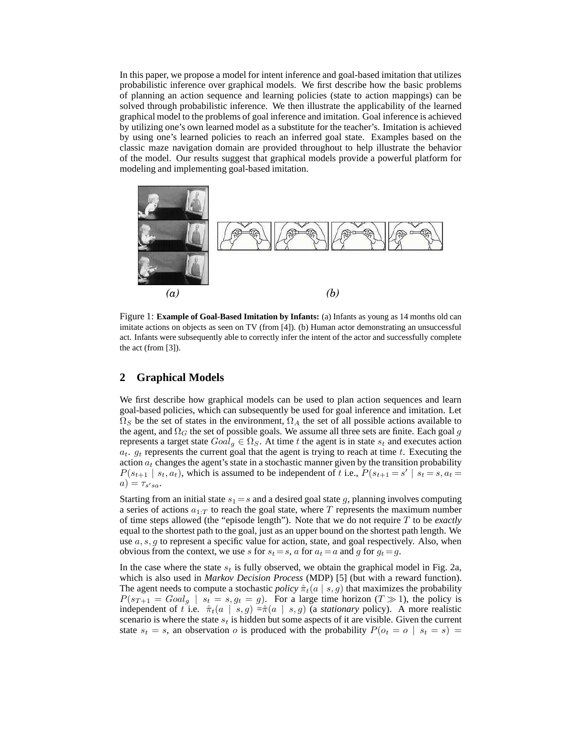In this paper, we propose a model for intent inference and goal-based imitation that utilizes probabilistic inference over graphical models. We first describe how the basic problems of planning an action sequence and learning policies (state to action mappings) can be solved through probabilistic inference. We then illustrate the applicability of the learned graphical model to the problems of goal inference and imitation. Goal inference is achieved by utilizing one's own learned model as a substitute for the teacher's. Imitation is achieved by using one's learned policies to reach an inferred goal state. Examples based on the classic maze navigation domain are provided throughout to help illustrate the behavior of the model. Our results suggest that graphical models provide a powerful platform for modeling and implementing goal-based imitation.

*(a)* *(b)*

Figure 1: **Example of Goal-Based Imitation by Infants:** (a) Infants as young as 14 months old can imitate actions on objects as seen on TV (from [4]). (b) Human actor demonstrating an unsuccessful act. Infants were subsequently able to correctly infer the intent of the actor and successfully complete the act (from [3]).

## 2 Graphical Models

We first describe how graphical models can be used to plan action sequences and learn goal-based policies, which can subsequently be used for goal inference and imitation. Let $\Omega_S$ be the set of states in the environment, $\Omega_A$ the set of all possible actions available to the agent, and $\Omega_G$ the set of possible goals. We assume all three sets are finite. Each goal $g$ represents a target state $Goal_g \in \Omega_S$. At time $t$ the agent is in state $s_t$ and executes action $a_t$. $g_t$ represents the current goal that the agent is trying to reach at time $t$. Executing the action $a_t$ changes the agent's state in a stochastic manner given by the transition probability $P(s_{t+1} \mid s_t, a_t)$, which is assumed to be independent of $t$ i.e., $P(s_{t+1} = s' \mid s_t = s, a_t = a) = \tau_{s'sa}$.

Starting from an initial state $s_1 = s$ and a desired goal state $g$, planning involves computing a series of actions $a_{1:T}$ to reach the goal state, where $T$ represents the maximum number of time steps allowed (the "episode length"). Note that we do not require $T$ to be *exactly* equal to the shortest path to the goal, just as an upper bound on the shortest path length. We use $a, s, g$ to represent a specific value for action, state, and goal respectively. Also, when obvious from the context, we use $s$ for $s_t = s$, $a$ for $a_t = a$ and $g$ for $g_t = g$.

In the case where the state $s_t$ is fully observed, we obtain the graphical model in Fig. 2a, which is also used in *Markov Decision Process* (MDP) [5] (but with a reward function). The agent needs to compute a stochastic *policy* $\hat{\pi}_t(a \mid s, g)$ that maximizes the probability $P(s_{T+1} = Goal_g \mid s_t = s, g_t = g)$. For a large time horizon ($T \gg 1$), the policy is independent of $t$ i.e. $\hat{\pi}_t(a \mid s, g) = \hat{\pi}(a \mid s, g)$ (a *stationary* policy). A more realistic scenario is where the state $s_t$ is hidden but some aspects of it are visible. Given the current state $s_t = s$, an observation $o$ is produced with the probability $P(o_t = o \mid s_t = s) =$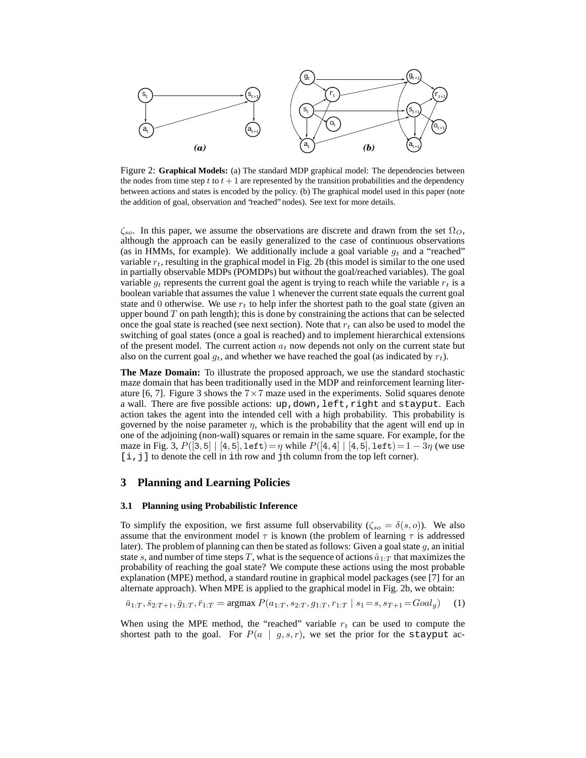Figure 2: **Graphical Models:** (a) The standard MDP graphical model: The dependencies between the nodes from time step $t$ to $t+1$ are represented by the transition probabilities and the dependency between actions and states is encoded by the policy. (b) The graphical model used in this paper (note the addition of goal, observation and "reached" nodes). See text for more details.

$\zeta_{so}$. In this paper, we assume the observations are discrete and drawn from the set $\Omega_O$, although the approach can be easily generalized to the case of continuous observations (as in HMMs, for example). We additionally include a goal variable $g_t$ and a "reached" variable $r_t$, resulting in the graphical model in Fig. 2b (this model is similar to the one used in partially observable MDPs (POMDPs) but without the goal/reached variables). The goal variable $g_t$ represents the current goal the agent is trying to reach while the variable $r_t$ is a boolean variable that assumes the value 1 whenever the current state equals the current goal state and 0 otherwise. We use $r_t$ to help infer the shortest path to the goal state (given an upper bound $T$ on path length); this is done by constraining the actions that can be selected once the goal state is reached (see next section). Note that $r_t$ can also be used to model the switching of goal states (once a goal is reached) and to implement hierarchical extensions of the present model. The current action $a_t$ now depends not only on the current state but also on the current goal $g_t$, and whether we have reached the goal (as indicated by $r_t$).

**The Maze Domain:** To illustrate the proposed approach, we use the standard stochastic maze domain that has been traditionally used in the MDP and reinforcement learning literature [6, 7]. Figure 3 shows the $7\times 7$ maze used in the experiments. Solid squares denote a wall. There are five possible actions: `up`, `down`, `left`, `right` and `stayput`. Each action takes the agent into the intended cell with a high probability. This probability is governed by the noise parameter $\eta$, which is the probability that the agent will end up in one of the adjoining (non-wall) squares or remain in the same square. For example, for the maze in Fig. 3, $P([3,5] \mid [4,5], \texttt{left}) = \eta$ while $P([4,4] \mid [4,5], \texttt{left}) = 1 - 3\eta$ (we use `[i,j]` to denote the cell in `i`th row and `j`th column from the top left corner).

## 3 Planning and Learning Policies

### 3.1 Planning using Probabilistic Inference

To simplify the exposition, we first assume full observability ($\zeta_{so} = \delta(s, o)$). We also assume that the environment model $\tau$ is known (the problem of learning $\tau$ is addressed later). The problem of planning can then be stated as follows: Given a goal state $g$, an initial state $s$, and number of time steps $T$, what is the sequence of actions $\hat{a}_{1:T}$ that maximizes the probability of reaching the goal state? We compute these actions using the most probable explanation (MPE) method, a standard routine in graphical model packages (see [7] for an alternate approach). When MPE is applied to the graphical model in Fig. 2b, we obtain:

$$\bar{a}_{1:T}, \bar{s}_{2:T+1}, \bar{g}_{1:T}, \bar{r}_{1:T} = \text{argmax } P(a_{1:T}, s_{2:T}, g_{1:T}, r_{1:T} \mid s_1 = s, s_{T+1} = Goal_g) \quad (1)$$

When using the MPE method, the "reached" variable $r_t$ can be used to compute the shortest path to the goal. For $P(a \mid g, s, r)$, we set the prior for the `stayput` ac-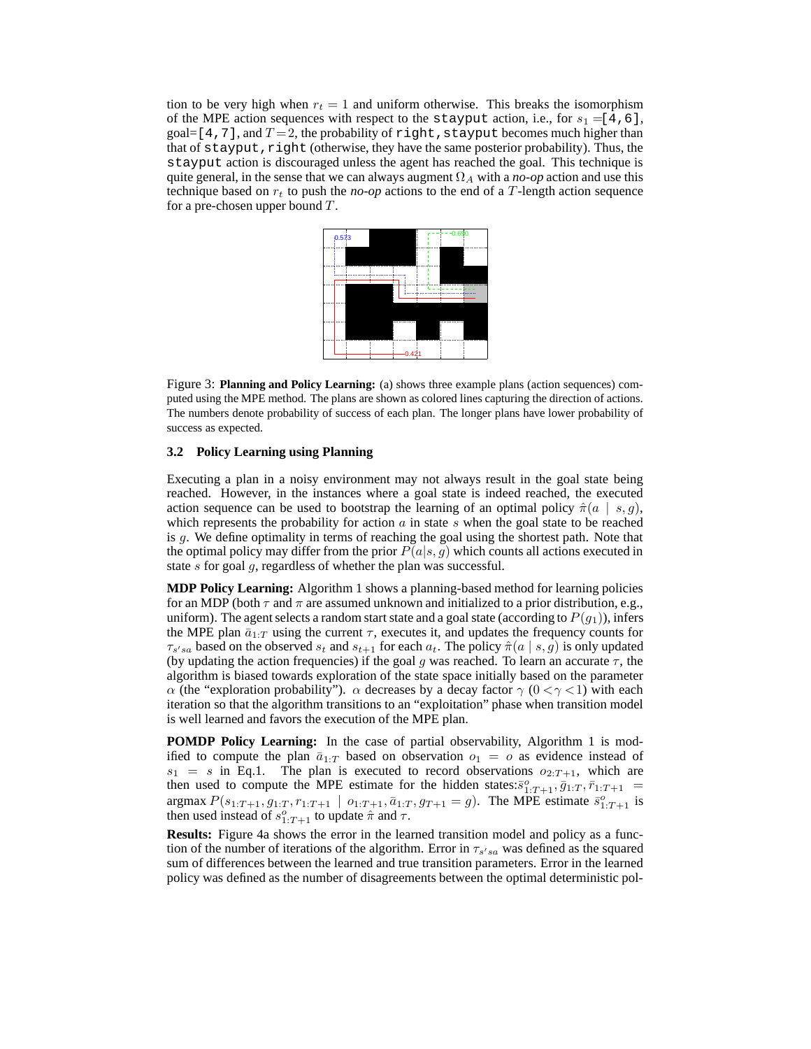tion to be very high when $r_t = 1$ and uniform otherwise. This breaks the isomorphism of the MPE action sequences with respect to the `stayput` action, i.e., for $s_1 =$`[4,6]`, goal=`[4,7]`, and $T = 2$, the probability of `right,stayput` becomes much higher than that of `stayput,right` (otherwise, they have the same posterior probability). Thus, the `stayput` action is discouraged unless the agent has reached the goal. This technique is quite general, in the sense that we can always augment $\Omega_A$ with a *no-op* action and use this technique based on $r_t$ to push the *no-op* actions to the end of a $T$-length action sequence for a pre-chosen upper bound $T$.

Figure 3: **Planning and Policy Learning:** (a) shows three example plans (action sequences) computed using the MPE method. The plans are shown as colored lines capturing the direction of actions. The numbers denote probability of success of each plan. The longer plans have lower probability of success as expected.

### 3.2 Policy Learning using Planning

Executing a plan in a noisy environment may not always result in the goal state being reached. However, in the instances where a goal state is indeed reached, the executed action sequence can be used to bootstrap the learning of an optimal policy $\hat{\pi}(a \mid s, g)$, which represents the probability for action $a$ in state $s$ when the goal state to be reached is $g$. We define optimality in terms of reaching the goal using the shortest path. Note that the optimal policy may differ from the prior $P(a|s, g)$ which counts all actions executed in state $s$ for goal $g$, regardless of whether the plan was successful.

**MDP Policy Learning:** Algorithm 1 shows a planning-based method for learning policies for an MDP (both $\tau$ and $\pi$ are assumed unknown and initialized to a prior distribution, e.g., uniform). The agent selects a random start state and a goal state (according to $P(g_1)$), infers the MPE plan $\bar{a}_{1:T}$ using the current $\tau$, executes it, and updates the frequency counts for $\tau_{s'sa}$ based on the observed $s_t$ and $s_{t+1}$ for each $a_t$. The policy $\hat{\pi}(a \mid s, g)$ is only updated (by updating the action frequencies) if the goal $g$ was reached. To learn an accurate $\tau$, the algorithm is biased towards exploration of the state space initially based on the parameter $\alpha$ (the "exploration probability"). $\alpha$ decreases by a decay factor $\gamma$ ($0 < \gamma < 1$) with each iteration so that the algorithm transitions to an "exploitation" phase when transition model is well learned and favors the execution of the MPE plan.

**POMDP Policy Learning:** In the case of partial observability, Algorithm 1 is modified to compute the plan $\bar{a}_{1:T}$ based on observation $o_1 = o$ as evidence instead of $s_1 = s$ in Eq.1. The plan is executed to record observations $o_{2:T+1}$, which are then used to compute the MPE estimate for the hidden states: $\bar{s}^o_{1:T+1}, \bar{g}_{1:T}, \bar{r}_{1:T+1} = \text{argmax}\, P(s_{1:T+1}, g_{1:T}, r_{1:T+1} \mid o_{1:T+1}, \bar{a}_{1:T}, g_{T+1} = g)$. The MPE estimate $\bar{s}^o_{1:T+1}$ is then used instead of $s^o_{1:T+1}$ to update $\hat{\pi}$ and $\tau$.

**Results:** Figure 4a shows the error in the learned transition model and policy as a function of the number of iterations of the algorithm. Error in $\tau_{s'sa}$ was defined as the squared sum of differences between the learned and true transition parameters. Error in the learned policy was defined as the number of disagreements between the optimal deterministic pol-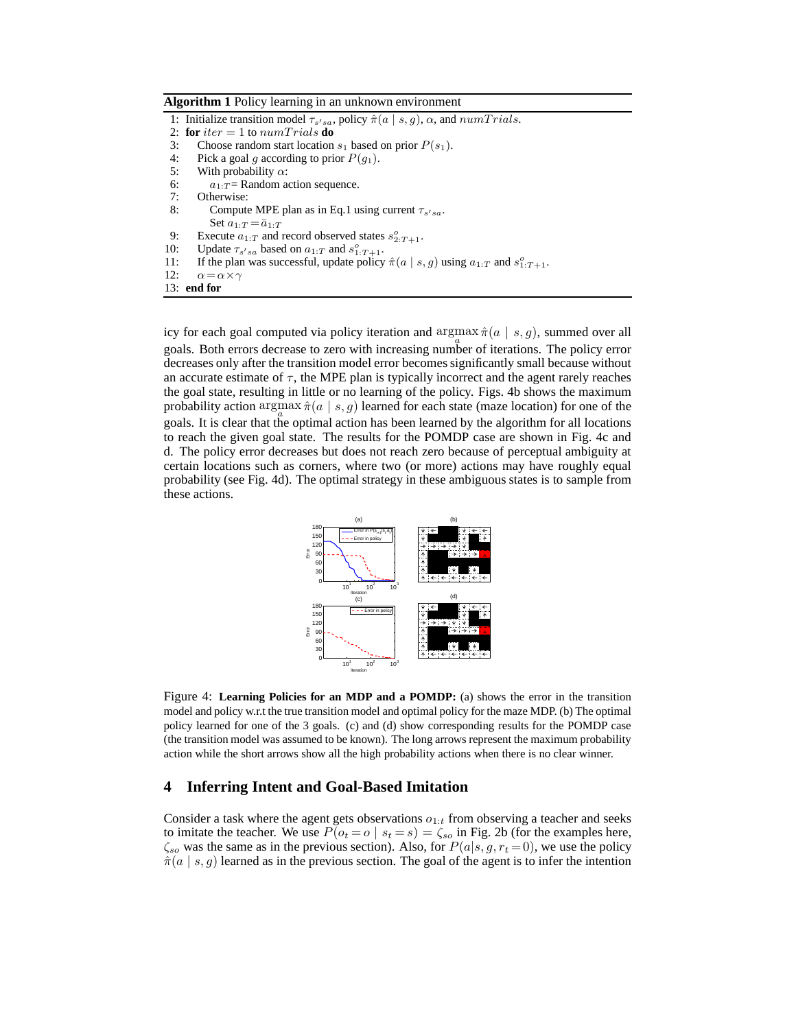**Algorithm 1** Policy learning in an unknown environment

```
1: Initialize transition model τ_{s'sa}, policy π̂(a | s, g), α, and numTrials.
2: for iter = 1 to numTrials do
3:     Choose random start location s_1 based on prior P(s_1).
4:     Pick a goal g according to prior P(g_1).
5:     With probability α:
6:         a_{1:T} = Random action sequence.
7:     Otherwise:
8:         Compute MPE plan as in Eq.1 using current τ_{s'sa}.
           Set a_{1:T} = ā_{1:T}
9:     Execute a_{1:T} and record observed states s^o_{2:T+1}.
10:    Update τ_{s'sa} based on a_{1:T} and s^o_{1:T+1}.
11:    If the plan was successful, update policy π̂(a | s, g) using a_{1:T} and s^o_{1:T+1}.
12:    α = α × γ
13: end for
```

icy for each goal computed via policy iteration and $\underset{a}{\operatorname{argmax}}\,\hat{\pi}(a \mid s, g)$, summed over all goals. Both errors decrease to zero with increasing number of iterations. The policy error decreases only after the transition model error becomes significantly small because without an accurate estimate of $\tau$, the MPE plan is typically incorrect and the agent rarely reaches the goal state, resulting in little or no learning of the policy. Figs. 4b shows the maximum probability action $\underset{a}{\operatorname{argmax}}\,\hat{\pi}(a \mid s, g)$ learned for each state (maze location) for one of the goals. It is clear that the optimal action has been learned by the algorithm for all locations to reach the given goal state. The results for the POMDP case are shown in Fig. 4c and d. The policy error decreases but does not reach zero because of perceptual ambiguity at certain locations such as corners, where two (or more) actions may have roughly equal probability (see Fig. 4d). The optimal strategy in these ambiguous states is to sample from these actions.

Figure 4: **Learning Policies for an MDP and a POMDP:** (a) shows the error in the transition model and policy w.r.t the true transition model and optimal policy for the maze MDP. (b) The optimal policy learned for one of the 3 goals. (c) and (d) show corresponding results for the POMDP case (the transition model was assumed to be known). The long arrows represent the maximum probability action while the short arrows show all the high probability actions when there is no clear winner.

## 4 Inferring Intent and Goal-Based Imitation

Consider a task where the agent gets observations $o_{1:t}$ from observing a teacher and seeks to imitate the teacher. We use $P(o_t = o \mid s_t = s) = \zeta_{so}$ in Fig. 2b (for the examples here, $\zeta_{so}$ was the same as in the previous section). Also, for $P(a|s, g, r_t = 0)$, we use the policy $\hat{\pi}(a \mid s, g)$ learned as in the previous section. The goal of the agent is to infer the intention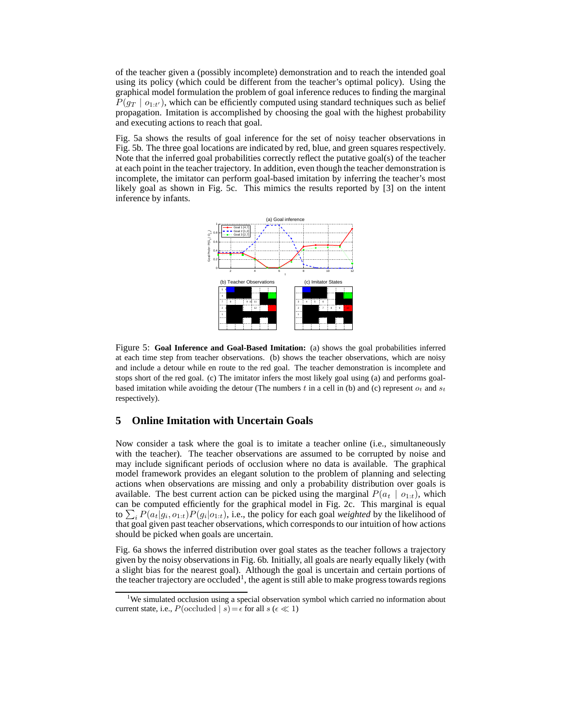of the teacher given a (possibly incomplete) demonstration and to reach the intended goal using its policy (which could be different from the teacher's optimal policy). Using the graphical model formulation the problem of goal inference reduces to finding the marginal $P(g_T \mid o_{1:t'})$, which can be efficiently computed using standard techniques such as belief propagation. Imitation is accomplished by choosing the goal with the highest probability and executing actions to reach that goal.

Fig. 5a shows the results of goal inference for the set of noisy teacher observations in Fig. 5b. The three goal locations are indicated by red, blue, and green squares respectively. Note that the inferred goal probabilities correctly reflect the putative goal(s) of the teacher at each point in the teacher trajectory. In addition, even though the teacher demonstration is incomplete, the imitator can perform goal-based imitation by inferring the teacher's most likely goal as shown in Fig. 5c. This mimics the results reported by [3] on the intent inference by infants.

Figure 5: **Goal Inference and Goal-Based Imitation:** (a) shows the goal probabilities inferred at each time step from teacher observations. (b) shows the teacher observations, which are noisy and include a detour while en route to the red goal. The teacher demonstration is incomplete and stops short of the red goal. (c) The imitator infers the most likely goal using (a) and performs goal-based imitation while avoiding the detour (The numbers $t$ in a cell in (b) and (c) represent $o_t$ and $s_t$ respectively).

## 5 Online Imitation with Uncertain Goals

Now consider a task where the goal is to imitate a teacher online (i.e., simultaneously with the teacher). The teacher observations are assumed to be corrupted by noise and may include significant periods of occlusion where no data is available. The graphical model framework provides an elegant solution to the problem of planning and selecting actions when observations are missing and only a probability distribution over goals is available. The best current action can be picked using the marginal $P(a_t \mid o_{1:t})$, which can be computed efficiently for the graphical model in Fig. 2c. This marginal is equal to $\sum_i P(a_t|g_i, o_{1:t})P(g_i|o_{1:t})$, i.e., the policy for each goal *weighted* by the likelihood of that goal given past teacher observations, which corresponds to our intuition of how actions should be picked when goals are uncertain.

Fig. 6a shows the inferred distribution over goal states as the teacher follows a trajectory given by the noisy observations in Fig. 6b. Initially, all goals are nearly equally likely (with a slight bias for the nearest goal). Although the goal is uncertain and certain portions of the teacher trajectory are occluded[1], the agent is still able to make progress towards regions

[1] We simulated occlusion using a special observation symbol which carried no information about current state, i.e., $P(\text{occluded} \mid s) = \epsilon$ for all $s$ ($\epsilon \ll 1$)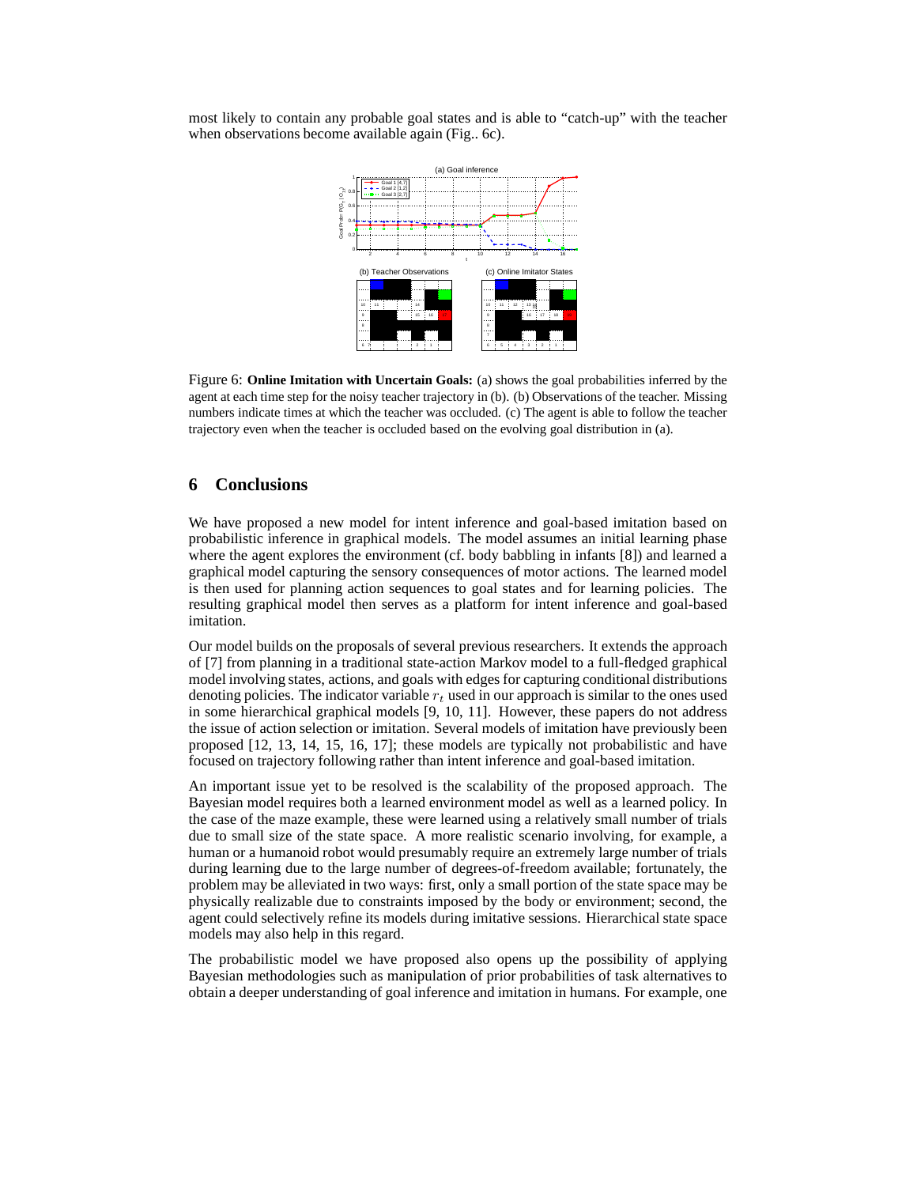most likely to contain any probable goal states and is able to "catch-up" with the teacher when observations become available again (Fig.. 6c).

Figure 6: **Online Imitation with Uncertain Goals:** (a) shows the goal probabilities inferred by the agent at each time step for the noisy teacher trajectory in (b). (b) Observations of the teacher. Missing numbers indicate times at which the teacher was occluded. (c) The agent is able to follow the teacher trajectory even when the teacher is occluded based on the evolving goal distribution in (a).

## 6 Conclusions

We have proposed a new model for intent inference and goal-based imitation based on probabilistic inference in graphical models. The model assumes an initial learning phase where the agent explores the environment (cf. body babbling in infants [8]) and learned a graphical model capturing the sensory consequences of motor actions. The learned model is then used for planning action sequences to goal states and for learning policies. The resulting graphical model then serves as a platform for intent inference and goal-based imitation.

Our model builds on the proposals of several previous researchers. It extends the approach of [7] from planning in a traditional state-action Markov model to a full-fledged graphical model involving states, actions, and goals with edges for capturing conditional distributions denoting policies. The indicator variable $r_t$ used in our approach is similar to the ones used in some hierarchical graphical models [9, 10, 11]. However, these papers do not address the issue of action selection or imitation. Several models of imitation have previously been proposed [12, 13, 14, 15, 16, 17]; these models are typically not probabilistic and have focused on trajectory following rather than intent inference and goal-based imitation.

An important issue yet to be resolved is the scalability of the proposed approach. The Bayesian model requires both a learned environment model as well as a learned policy. In the case of the maze example, these were learned using a relatively small number of trials due to small size of the state space. A more realistic scenario involving, for example, a human or a humanoid robot would presumably require an extremely large number of trials during learning due to the large number of degrees-of-freedom available; fortunately, the problem may be alleviated in two ways: first, only a small portion of the state space may be physically realizable due to constraints imposed by the body or environment; second, the agent could selectively refine its models during imitative sessions. Hierarchical state space models may also help in this regard.

The probabilistic model we have proposed also opens up the possibility of applying Bayesian methodologies such as manipulation of prior probabilities of task alternatives to obtain a deeper understanding of goal inference and imitation in humans. For example, one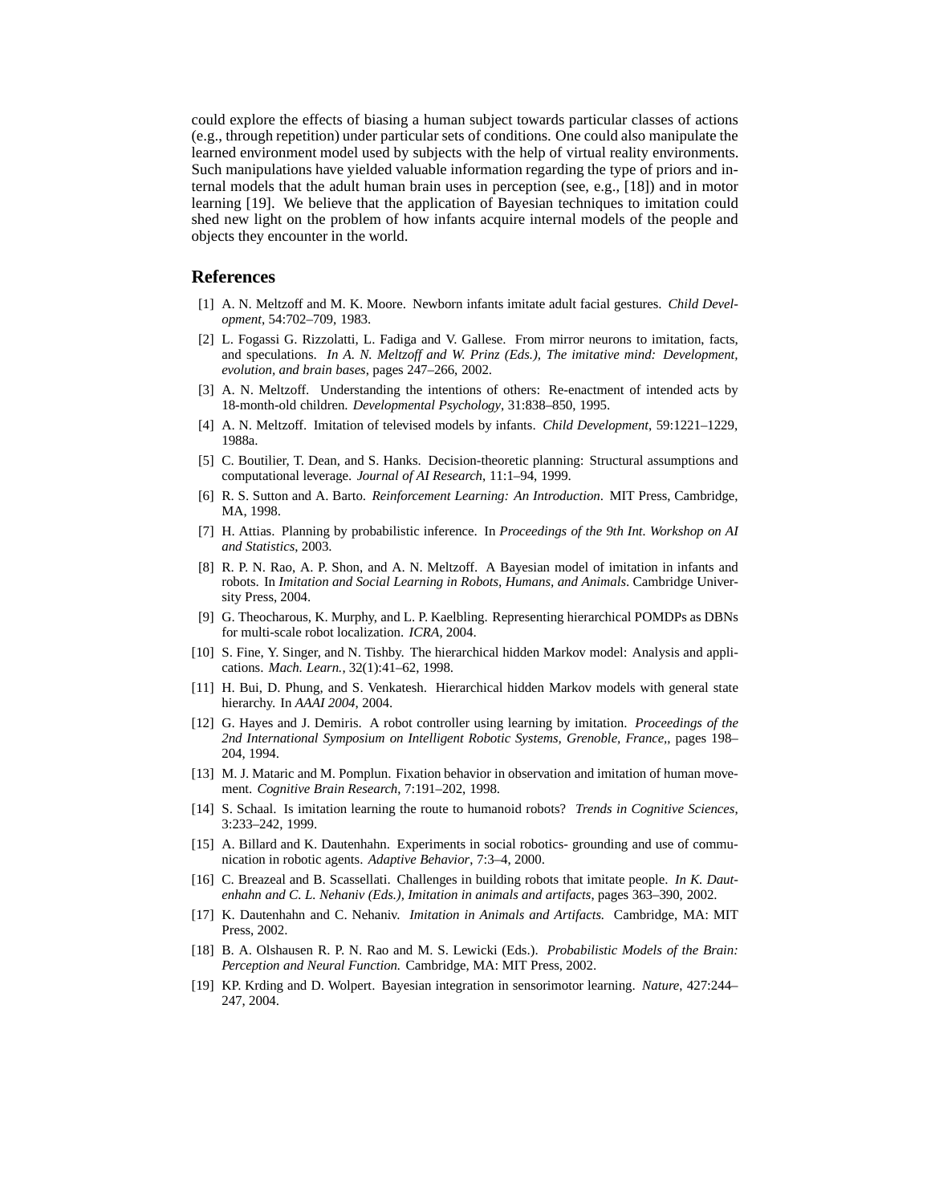could explore the effects of biasing a human subject towards particular classes of actions (e.g., through repetition) under particular sets of conditions. One could also manipulate the learned environment model used by subjects with the help of virtual reality environments. Such manipulations have yielded valuable information regarding the type of priors and internal models that the adult human brain uses in perception (see, e.g., [18]) and in motor learning [19]. We believe that the application of Bayesian techniques to imitation could shed new light on the problem of how infants acquire internal models of the people and objects they encounter in the world.

## References

[1] A. N. Meltzoff and M. K. Moore. Newborn infants imitate adult facial gestures. *Child Development*, 54:702–709, 1983.

[2] L. Fogassi G. Rizzolatti, L. Fadiga and V. Gallese. From mirror neurons to imitation, facts, and speculations. *In A. N. Meltzoff and W. Prinz (Eds.), The imitative mind: Development, evolution, and brain bases*, pages 247–266, 2002.

[3] A. N. Meltzoff. Understanding the intentions of others: Re-enactment of intended acts by 18-month-old children. *Developmental Psychology*, 31:838–850, 1995.

[4] A. N. Meltzoff. Imitation of televised models by infants. *Child Development*, 59:1221–1229, 1988a.

[5] C. Boutilier, T. Dean, and S. Hanks. Decision-theoretic planning: Structural assumptions and computational leverage. *Journal of AI Research*, 11:1–94, 1999.

[6] R. S. Sutton and A. Barto. *Reinforcement Learning: An Introduction*. MIT Press, Cambridge, MA, 1998.

[7] H. Attias. Planning by probabilistic inference. In *Proceedings of the 9th Int. Workshop on AI and Statistics*, 2003.

[8] R. P. N. Rao, A. P. Shon, and A. N. Meltzoff. A Bayesian model of imitation in infants and robots. In *Imitation and Social Learning in Robots, Humans, and Animals*. Cambridge University Press, 2004.

[9] G. Theocharous, K. Murphy, and L. P. Kaelbling. Representing hierarchical POMDPs as DBNs for multi-scale robot localization. *ICRA*, 2004.

[10] S. Fine, Y. Singer, and N. Tishby. The hierarchical hidden Markov model: Analysis and applications. *Mach. Learn.*, 32(1):41–62, 1998.

[11] H. Bui, D. Phung, and S. Venkatesh. Hierarchical hidden Markov models with general state hierarchy. In *AAAI 2004*, 2004.

[12] G. Hayes and J. Demiris. A robot controller using learning by imitation. *Proceedings of the 2nd International Symposium on Intelligent Robotic Systems, Grenoble, France,*, pages 198–204, 1994.

[13] M. J. Mataric and M. Pomplun. Fixation behavior in observation and imitation of human movement. *Cognitive Brain Research*, 7:191–202, 1998.

[14] S. Schaal. Is imitation learning the route to humanoid robots? *Trends in Cognitive Sciences*, 3:233–242, 1999.

[15] A. Billard and K. Dautenhahn. Experiments in social robotics- grounding and use of communication in robotic agents. *Adaptive Behavior*, 7:3–4, 2000.

[16] C. Breazeal and B. Scassellati. Challenges in building robots that imitate people. *In K. Dautenhahn and C. L. Nehaniv (Eds.), Imitation in animals and artifacts*, pages 363–390, 2002.

[17] K. Dautenhahn and C. Nehaniv. *Imitation in Animals and Artifacts.* Cambridge, MA: MIT Press, 2002.

[18] B. A. Olshausen R. P. N. Rao and M. S. Lewicki (Eds.). *Probabilistic Models of the Brain: Perception and Neural Function.* Cambridge, MA: MIT Press, 2002.

[19] KP. Krding and D. Wolpert. Bayesian integration in sensorimotor learning. *Nature*, 427:244–247, 2004.